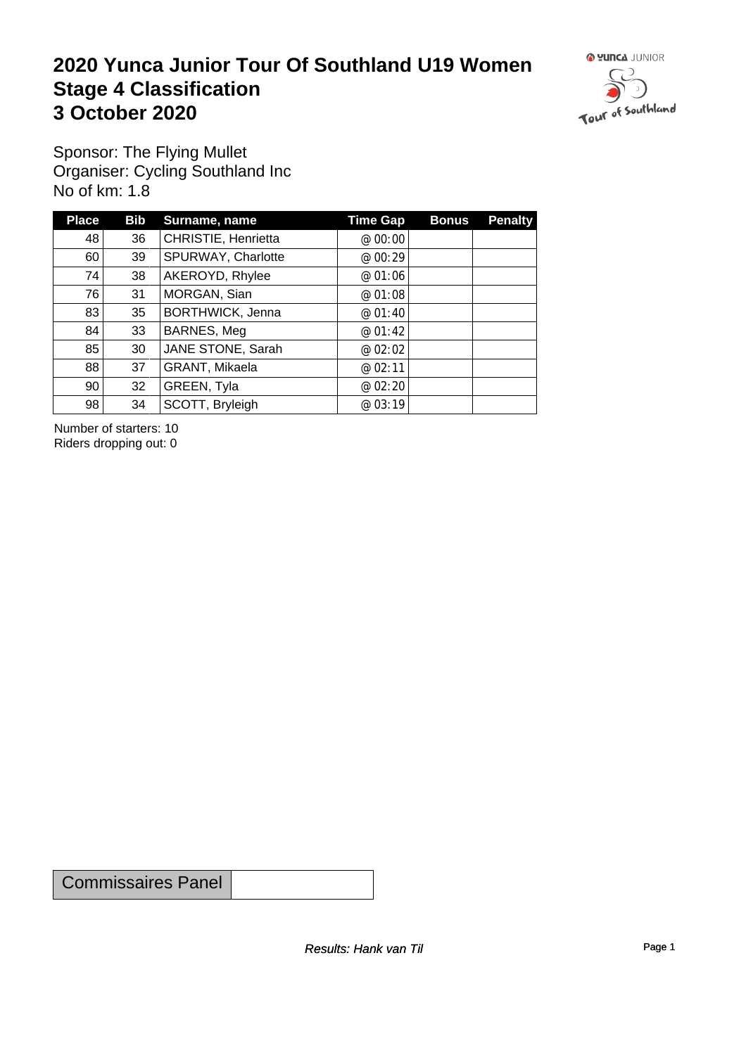# 2020 Yunca Junior Tour Of Southland U19 Women
# Stage 4 Classification
# 3 October 2020

Sponsor: The Flying Mullet
Organiser: Cycling Southland Inc
No of km: 1.8

| Place | Bib | Surname, name | Time Gap | Bonus | Penalty |
|---|---|---|---|---|---|
| 48 | 36 | CHRISTIE, Henrietta | @ 00:00 | | |
| 60 | 39 | SPURWAY, Charlotte | @ 00:29 | | |
| 74 | 38 | AKEROYD, Rhylee | @ 01:06 | | |
| 76 | 31 | MORGAN, Sian | @ 01:08 | | |
| 83 | 35 | BORTHWICK, Jenna | @ 01:40 | | |
| 84 | 33 | BARNES, Meg | @ 01:42 | | |
| 85 | 30 | JANE STONE, Sarah | @ 02:02 | | |
| 88 | 37 | GRANT, Mikaela | @ 02:11 | | |
| 90 | 32 | GREEN, Tyla | @ 02:20 | | |
| 98 | 34 | SCOTT, Bryleigh | @ 03:19 | | |

Number of starters: 10
Riders dropping out: 0

| Commissaires Panel | |
|---|---|

*Results: Hank van Til*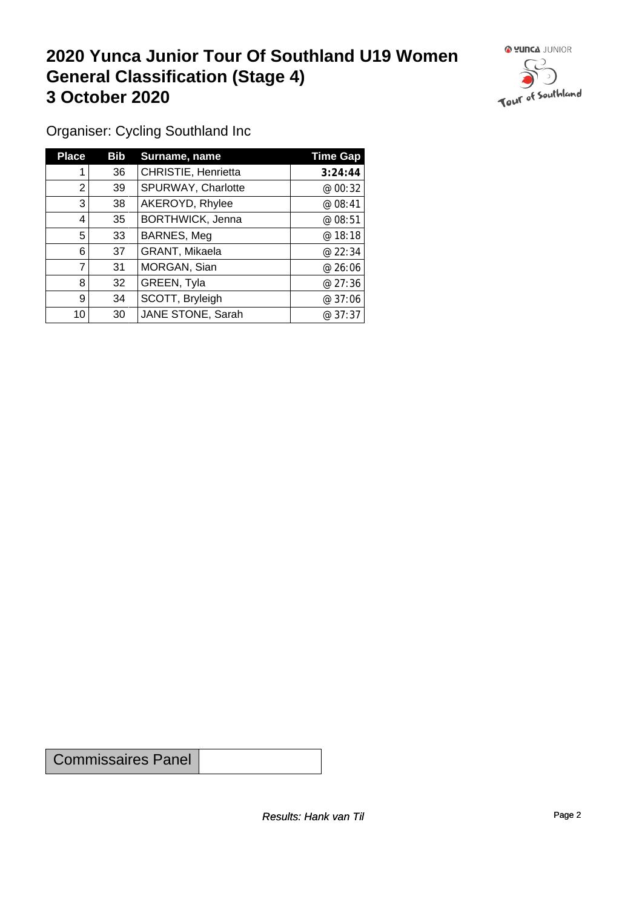# 2020 Yunca Junior Tour Of Southland U19 Women
# General Classification (Stage 4)
# 3 October 2020

Organiser: Cycling Southland Inc

| Place | Bib | Surname, name | Time Gap |
|---|---|---|---|
| 1 | 36 | CHRISTIE, Henrietta | **3:24:44** |
| 2 | 39 | SPURWAY, Charlotte | @ 00:32 |
| 3 | 38 | AKEROYD, Rhylee | @ 08:41 |
| 4 | 35 | BORTHWICK, Jenna | @ 08:51 |
| 5 | 33 | BARNES, Meg | @ 18:18 |
| 6 | 37 | GRANT, Mikaela | @ 22:34 |
| 7 | 31 | MORGAN, Sian | @ 26:06 |
| 8 | 32 | GREEN, Tyla | @ 27:36 |
| 9 | 34 | SCOTT, Bryleigh | @ 37:06 |
| 10 | 30 | JANE STONE, Sarah | @ 37:37 |

| Commissaires Panel | |
|---|---|

*Results: Hank van Til*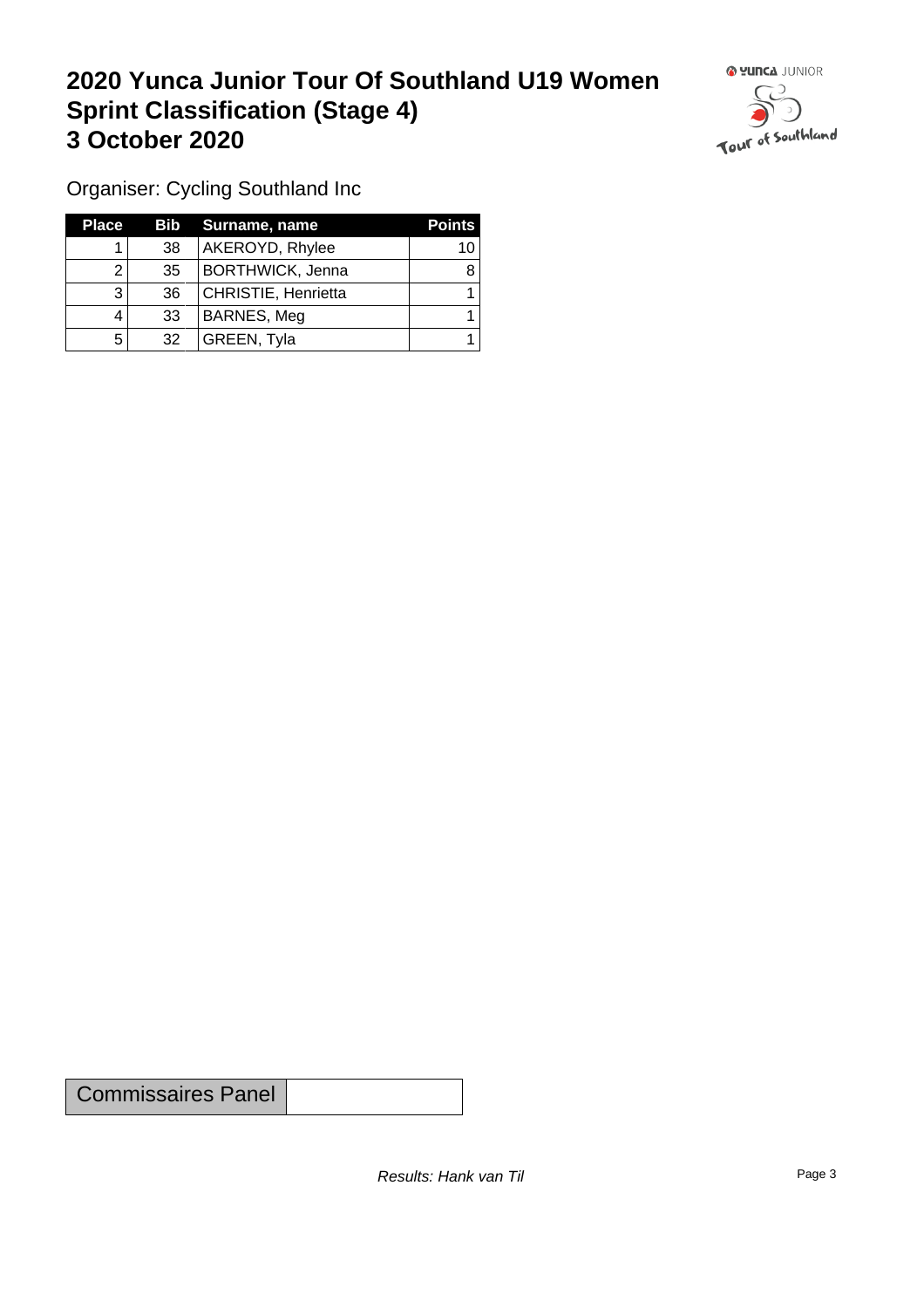# 2020 Yunca Junior Tour Of Southland U19 Women
# Sprint Classification (Stage 4)
# 3 October 2020

Organiser: Cycling Southland Inc

| Place | Bib | Surname, name | Points |
|---|---|---|---|
| 1 | 38 | AKEROYD, Rhylee | 10 |
| 2 | 35 | BORTHWICK, Jenna | 8 |
| 3 | 36 | CHRISTIE, Henrietta | 1 |
| 4 | 33 | BARNES, Meg | 1 |
| 5 | 32 | GREEN, Tyla | 1 |

| Commissaires Panel | |
|---|---|

*Results: Hank van Til*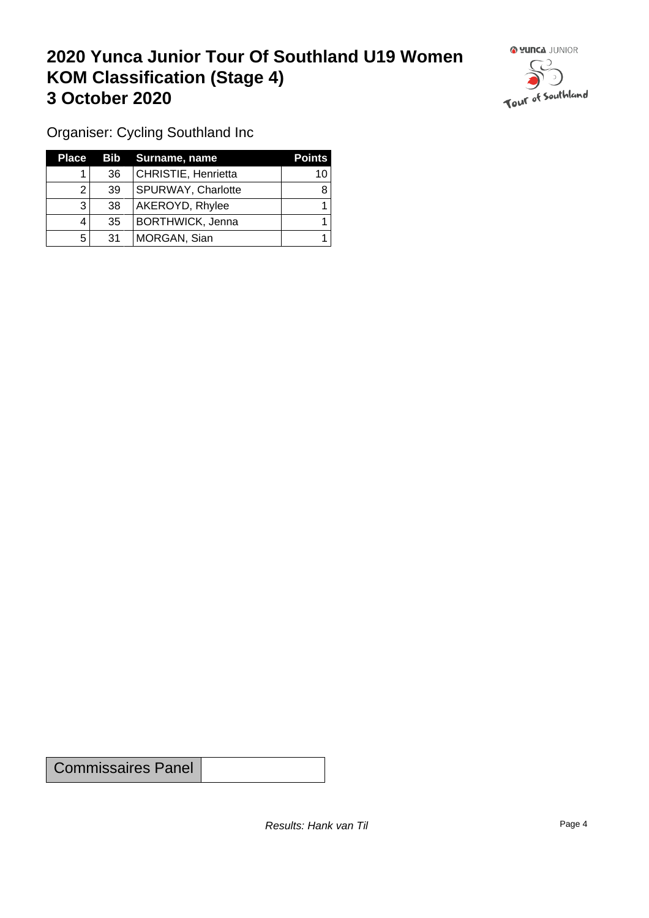# 2020 Yunca Junior Tour Of Southland U19 Women
# KOM Classification (Stage 4)
# 3 October 2020

Organiser: Cycling Southland Inc

| Place | Bib | Surname, name | Points |
|---|---|---|---|
| 1 | 36 | CHRISTIE, Henrietta | 10 |
| 2 | 39 | SPURWAY, Charlotte | 8 |
| 3 | 38 | AKEROYD, Rhylee | 1 |
| 4 | 35 | BORTHWICK, Jenna | 1 |
| 5 | 31 | MORGAN, Sian | 1 |

| Commissaires Panel | |
|---|---|

*Results: Hank van Til*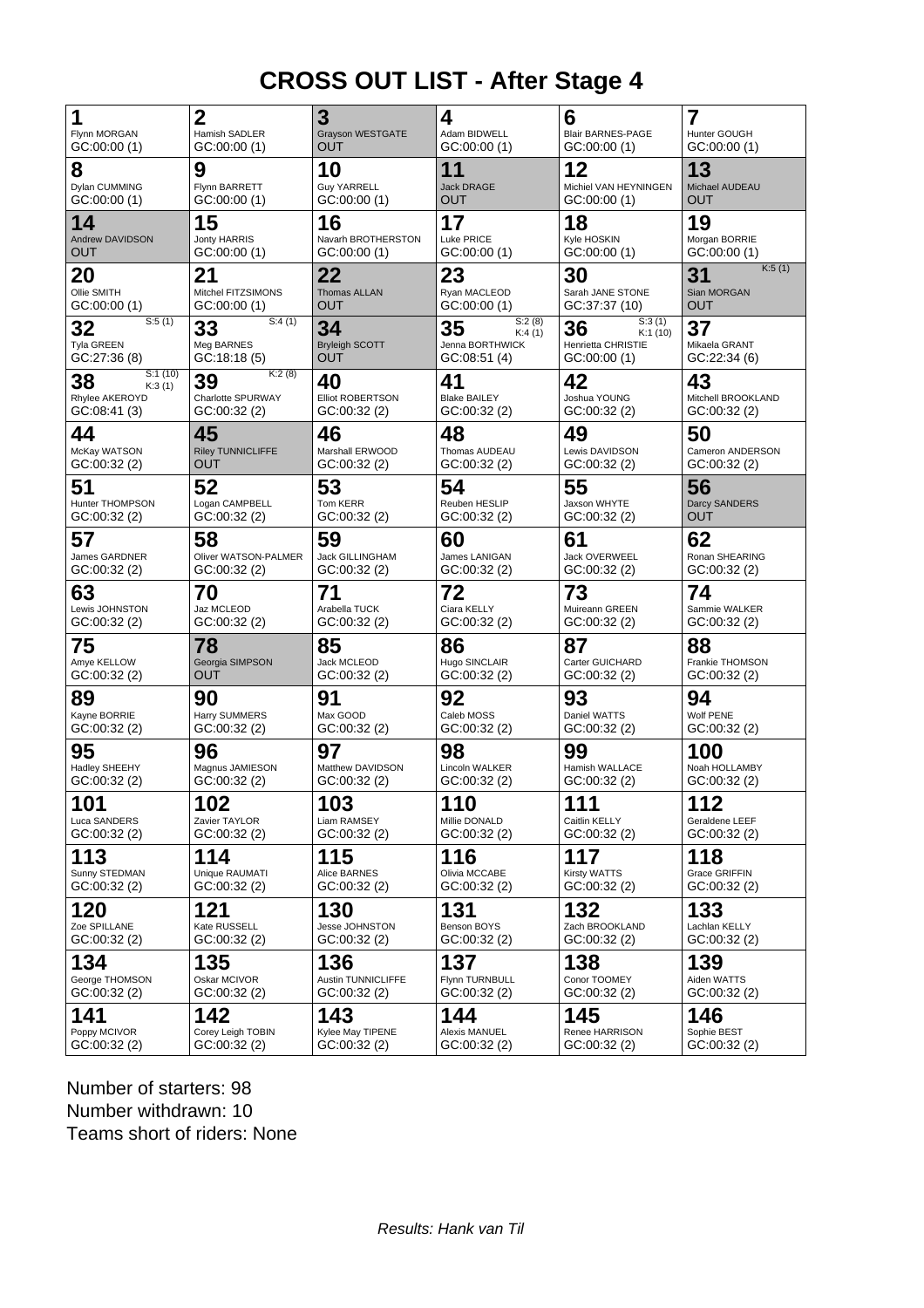# CROSS OUT LIST - After Stage 4

| | | | | | |
|---|---|---|---|---|---|
| **1**<br>Flynn MORGAN<br>GC:00:00 (1) | **2**<br>Hamish SADLER<br>GC:00:00 (1) | **3**<br>Grayson WESTGATE<br>OUT | **4**<br>Adam BIDWELL<br>GC:00:00 (1) | **6**<br>Blair BARNES-PAGE<br>GC:00:00 (1) | **7**<br>Hunter GOUGH<br>GC:00:00 (1) |
| **8**<br>Dylan CUMMING<br>GC:00:00 (1) | **9**<br>Flynn BARRETT<br>GC:00:00 (1) | **10**<br>Guy YARRELL<br>GC:00:00 (1) | **11**<br>Jack DRAGE<br>OUT | **12**<br>Michiel VAN HEYNINGEN<br>GC:00:00 (1) | **13**<br>Michael AUDEAU<br>OUT |
| **14**<br>Andrew DAVIDSON<br>OUT | **15**<br>Jonty HARRIS<br>GC:00:00 (1) | **16**<br>Navarh BROTHERSTON<br>GC:00:00 (1) | **17**<br>Luke PRICE<br>GC:00:00 (1) | **18**<br>Kyle HOSKIN<br>GC:00:00 (1) | **19**<br>Morgan BORRIE<br>GC:00:00 (1) |
| **20**<br>Ollie SMITH<br>GC:00:00 (1) | **21**<br>Mitchel FITZSIMONS<br>GC:00:00 (1) | **22**<br>Thomas ALLAN<br>OUT | **23**<br>Ryan MACLEOD<br>GC:00:00 (1) | **30**<br>Sarah JANE STONE<br>GC:37:37 (10) | **31** K:5 (1)<br>Sian MORGAN<br>OUT |
| **32** S:5 (1)<br>Tyla GREEN<br>GC:27:36 (8) | **33** S:4 (1)<br>Meg BARNES<br>GC:18:18 (5) | **34**<br>Bryleigh SCOTT<br>OUT | **35** S:2 (8) K:4 (1)<br>Jenna BORTHWICK<br>GC:08:51 (4) | **36** S:3 (1) K:1 (10)<br>Henrietta CHRISTIE<br>GC:00:00 (1) | **37**<br>Mikaela GRANT<br>GC:22:34 (6) |
| **38** S:1 (10) K:3 (1)<br>Rhylee AKEROYD<br>GC:08:41 (3) | **39** K:2 (8)<br>Charlotte SPURWAY<br>GC:00:32 (2) | **40**<br>Elliot ROBERTSON<br>GC:00:32 (2) | **41**<br>Blake BAILEY<br>GC:00:32 (2) | **42**<br>Joshua YOUNG<br>GC:00:32 (2) | **43**<br>Mitchell BROOKLAND<br>GC:00:32 (2) |
| **44**<br>McKay WATSON<br>GC:00:32 (2) | **45**<br>Riley TUNNICLIFFE<br>OUT | **46**<br>Marshall ERWOOD<br>GC:00:32 (2) | **48**<br>Thomas AUDEAU<br>GC:00:32 (2) | **49**<br>Lewis DAVIDSON<br>GC:00:32 (2) | **50**<br>Cameron ANDERSON<br>GC:00:32 (2) |
| **51**<br>Hunter THOMPSON<br>GC:00:32 (2) | **52**<br>Logan CAMPBELL<br>GC:00:32 (2) | **53**<br>Tom KERR<br>GC:00:32 (2) | **54**<br>Reuben HESLIP<br>GC:00:32 (2) | **55**<br>Jaxson WHYTE<br>GC:00:32 (2) | **56**<br>Darcy SANDERS<br>OUT |
| **57**<br>James GARDNER<br>GC:00:32 (2) | **58**<br>Oliver WATSON-PALMER<br>GC:00:32 (2) | **59**<br>Jack GILLINGHAM<br>GC:00:32 (2) | **60**<br>James LANIGAN<br>GC:00:32 (2) | **61**<br>Jack OVERWEEL<br>GC:00:32 (2) | **62**<br>Ronan SHEARING<br>GC:00:32 (2) |
| **63**<br>Lewis JOHNSTON<br>GC:00:32 (2) | **70**<br>Jaz MCLEOD<br>GC:00:32 (2) | **71**<br>Arabella TUCK<br>GC:00:32 (2) | **72**<br>Ciara KELLY<br>GC:00:32 (2) | **73**<br>Muireann GREEN<br>GC:00:32 (2) | **74**<br>Sammie WALKER<br>GC:00:32 (2) |
| **75**<br>Amye KELLOW<br>GC:00:32 (2) | **78**<br>Georgia SIMPSON<br>OUT | **85**<br>Jack MCLEOD<br>GC:00:32 (2) | **86**<br>Hugo SINCLAIR<br>GC:00:32 (2) | **87**<br>Carter GUICHARD<br>GC:00:32 (2) | **88**<br>Frankie THOMSON<br>GC:00:32 (2) |
| **89**<br>Kayne BORRIE<br>GC:00:32 (2) | **90**<br>Harry SUMMERS<br>GC:00:32 (2) | **91**<br>Max GOOD<br>GC:00:32 (2) | **92**<br>Caleb MOSS<br>GC:00:32 (2) | **93**<br>Daniel WATTS<br>GC:00:32 (2) | **94**<br>Wolf PENE<br>GC:00:32 (2) |
| **95**<br>Hadley SHEEHY<br>GC:00:32 (2) | **96**<br>Magnus JAMIESON<br>GC:00:32 (2) | **97**<br>Matthew DAVIDSON<br>GC:00:32 (2) | **98**<br>Lincoln WALKER<br>GC:00:32 (2) | **99**<br>Hamish WALLACE<br>GC:00:32 (2) | **100**<br>Noah HOLLAMBY<br>GC:00:32 (2) |
| **101**<br>Luca SANDERS<br>GC:00:32 (2) | **102**<br>Zavier TAYLOR<br>GC:00:32 (2) | **103**<br>Liam RAMSEY<br>GC:00:32 (2) | **110**<br>Millie DONALD<br>GC:00:32 (2) | **111**<br>Caitlin KELLY<br>GC:00:32 (2) | **112**<br>Geraldene LEEF<br>GC:00:32 (2) |
| **113**<br>Sunny STEDMAN<br>GC:00:32 (2) | **114**<br>Unique RAUMATI<br>GC:00:32 (2) | **115**<br>Alice BARNES<br>GC:00:32 (2) | **116**<br>Olivia MCCABE<br>GC:00:32 (2) | **117**<br>Kirsty WATTS<br>GC:00:32 (2) | **118**<br>Grace GRIFFIN<br>GC:00:32 (2) |
| **120**<br>Zoe SPILLANE<br>GC:00:32 (2) | **121**<br>Kate RUSSELL<br>GC:00:32 (2) | **130**<br>Jesse JOHNSTON<br>GC:00:32 (2) | **131**<br>Benson BOYS<br>GC:00:32 (2) | **132**<br>Zach BROOKLAND<br>GC:00:32 (2) | **133**<br>Lachlan KELLY<br>GC:00:32 (2) |
| **134**<br>George THOMSON<br>GC:00:32 (2) | **135**<br>Oskar MCIVOR<br>GC:00:32 (2) | **136**<br>Austin TUNNICLIFFE<br>GC:00:32 (2) | **137**<br>Flynn TURNBULL<br>GC:00:32 (2) | **138**<br>Conor TOOMEY<br>GC:00:32 (2) | **139**<br>Aiden WATTS<br>GC:00:32 (2) |
| **141**<br>Poppy MCIVOR<br>GC:00:32 (2) | **142**<br>Corey Leigh TOBIN<br>GC:00:32 (2) | **143**<br>Kylee May TIPENE<br>GC:00:32 (2) | **144**<br>Alexis MANUEL<br>GC:00:32 (2) | **145**<br>Renee HARRISON<br>GC:00:32 (2) | **146**<br>Sophie BEST<br>GC:00:32 (2) |

Number of starters: 98
Number withdrawn: 10
Teams short of riders: None

*Results: Hank van Til*